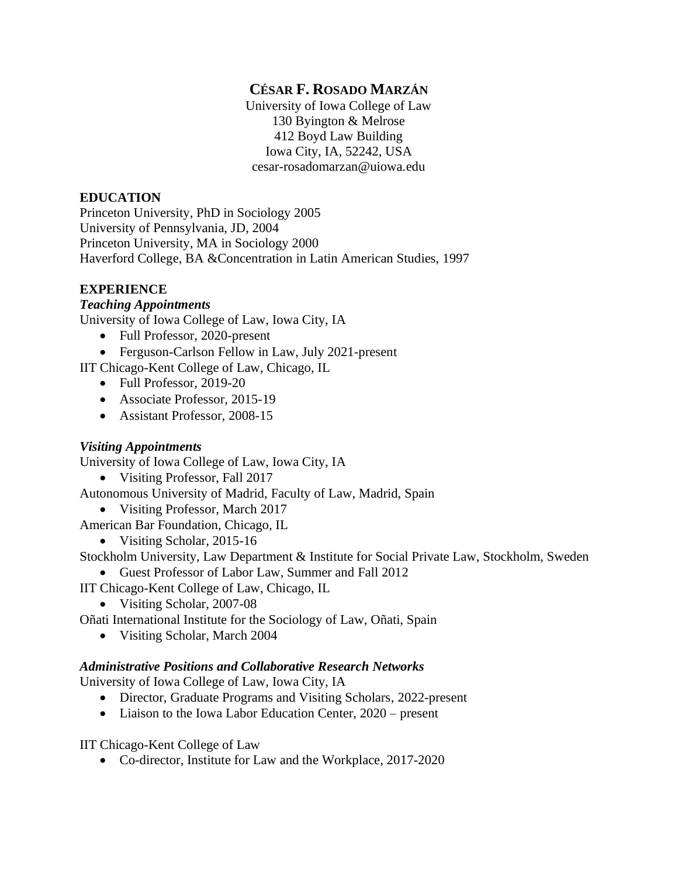# CÉSAR F. ROSADO MARZÁN

University of Iowa College of Law
130 Byington & Melrose
412 Boyd Law Building
Iowa City, IA, 52242, USA
cesar-rosadomarzan@uiowa.edu

## EDUCATION

Princeton University, PhD in Sociology 2005
University of Pennsylvania, JD, 2004
Princeton University, MA in Sociology 2000
Haverford College, BA &Concentration in Latin American Studies, 1997

## EXPERIENCE

### *Teaching Appointments*

University of Iowa College of Law, Iowa City, IA

- Full Professor, 2020-present
- Ferguson-Carlson Fellow in Law, July 2021-present

IIT Chicago-Kent College of Law, Chicago, IL

- Full Professor, 2019-20
- Associate Professor, 2015-19
- Assistant Professor, 2008-15

### *Visiting Appointments*

University of Iowa College of Law, Iowa City, IA

- Visiting Professor, Fall 2017

Autonomous University of Madrid, Faculty of Law, Madrid, Spain

- Visiting Professor, March 2017

American Bar Foundation, Chicago, IL

- Visiting Scholar, 2015-16

Stockholm University, Law Department & Institute for Social Private Law, Stockholm, Sweden

- Guest Professor of Labor Law, Summer and Fall 2012

IIT Chicago-Kent College of Law, Chicago, IL

- Visiting Scholar, 2007-08

Oñati International Institute for the Sociology of Law, Oñati, Spain

- Visiting Scholar, March 2004

### *Administrative Positions and Collaborative Research Networks*

University of Iowa College of Law, Iowa City, IA

- Director, Graduate Programs and Visiting Scholars, 2022-present
- Liaison to the Iowa Labor Education Center, 2020 – present

IIT Chicago-Kent College of Law

- Co-director, Institute for Law and the Workplace, 2017-2020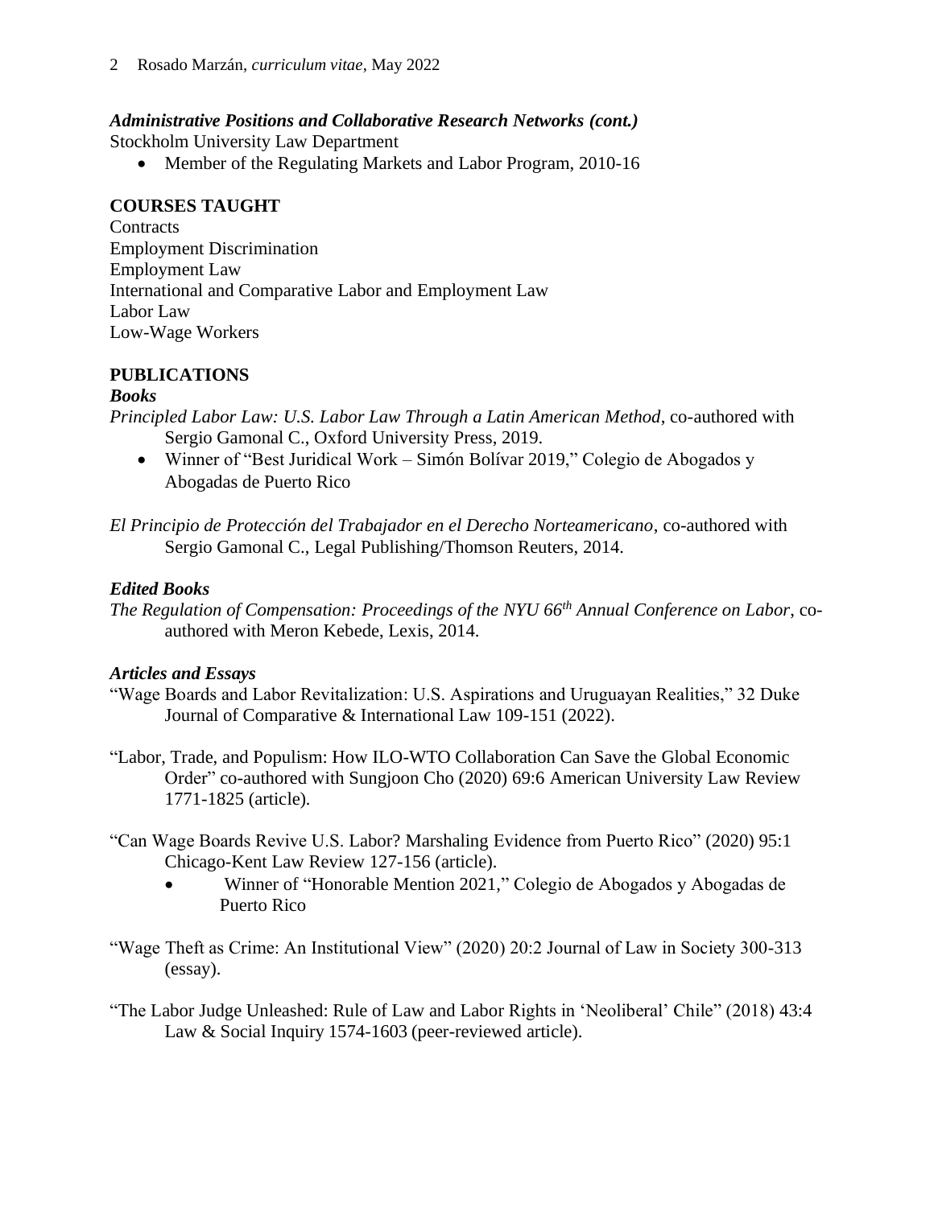### *Administrative Positions and Collaborative Research Networks (cont.)*

Stockholm University Law Department

- Member of the Regulating Markets and Labor Program, 2010-16

## COURSES TAUGHT

Contracts
Employment Discrimination
Employment Law
International and Comparative Labor and Employment Law
Labor Law
Low-Wage Workers

## PUBLICATIONS

### *Books*

*Principled Labor Law: U.S. Labor Law Through a Latin American Method*, co-authored with Sergio Gamonal C., Oxford University Press, 2019.

- Winner of "Best Juridical Work – Simón Bolívar 2019," Colegio de Abogados y Abogadas de Puerto Rico

*El Principio de Protección del Trabajador en el Derecho Norteamericano*, co-authored with Sergio Gamonal C., Legal Publishing/Thomson Reuters, 2014.

### *Edited Books*

*The Regulation of Compensation: Proceedings of the NYU 66th Annual Conference on Labor*, co-authored with Meron Kebede, Lexis, 2014.

### *Articles and Essays*

"Wage Boards and Labor Revitalization: U.S. Aspirations and Uruguayan Realities," 32 Duke Journal of Comparative & International Law 109-151 (2022).

"Labor, Trade, and Populism: How ILO-WTO Collaboration Can Save the Global Economic Order" co-authored with Sungjoon Cho (2020) 69:6 American University Law Review 1771-1825 (article).

"Can Wage Boards Revive U.S. Labor? Marshaling Evidence from Puerto Rico" (2020) 95:1 Chicago-Kent Law Review 127-156 (article).

- Winner of "Honorable Mention 2021," Colegio de Abogados y Abogadas de Puerto Rico

"Wage Theft as Crime: An Institutional View" (2020) 20:2 Journal of Law in Society 300-313 (essay).

"The Labor Judge Unleashed: Rule of Law and Labor Rights in 'Neoliberal' Chile" (2018) 43:4 Law & Social Inquiry 1574-1603 (peer-reviewed article).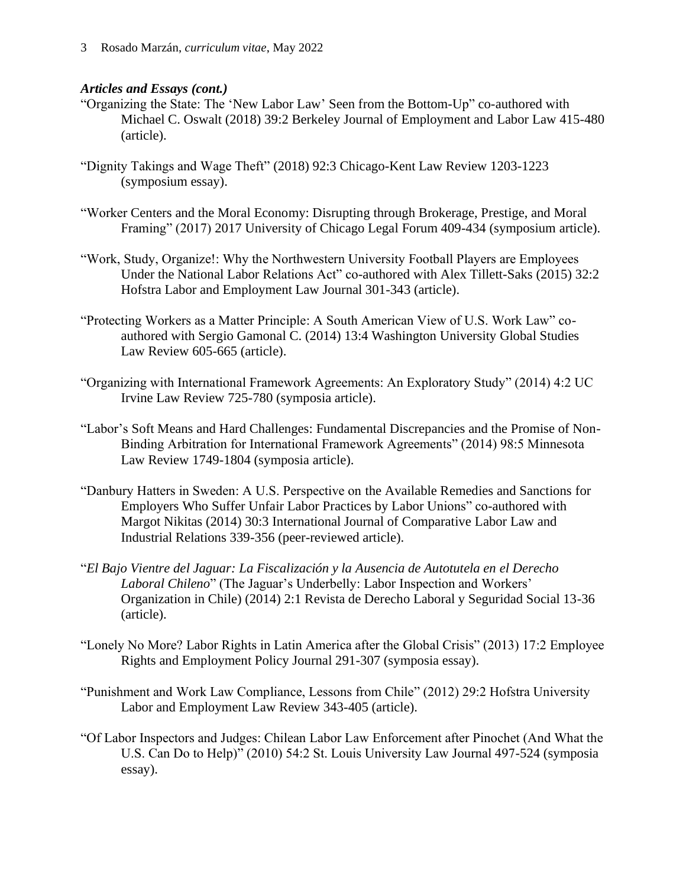### *Articles and Essays (cont.)*

"Organizing the State: The 'New Labor Law' Seen from the Bottom-Up" co-authored with Michael C. Oswalt (2018) 39:2 Berkeley Journal of Employment and Labor Law 415-480 (article).

"Dignity Takings and Wage Theft" (2018) 92:3 Chicago-Kent Law Review 1203-1223 (symposium essay).

"Worker Centers and the Moral Economy: Disrupting through Brokerage, Prestige, and Moral Framing" (2017) 2017 University of Chicago Legal Forum 409-434 (symposium article).

"Work, Study, Organize!: Why the Northwestern University Football Players are Employees Under the National Labor Relations Act" co-authored with Alex Tillett-Saks (2015) 32:2 Hofstra Labor and Employment Law Journal 301-343 (article).

"Protecting Workers as a Matter Principle: A South American View of U.S. Work Law" co-authored with Sergio Gamonal C. (2014) 13:4 Washington University Global Studies Law Review 605-665 (article).

"Organizing with International Framework Agreements: An Exploratory Study" (2014) 4:2 UC Irvine Law Review 725-780 (symposia article).

"Labor's Soft Means and Hard Challenges: Fundamental Discrepancies and the Promise of Non-Binding Arbitration for International Framework Agreements" (2014) 98:5 Minnesota Law Review 1749-1804 (symposia article).

"Danbury Hatters in Sweden: A U.S. Perspective on the Available Remedies and Sanctions for Employers Who Suffer Unfair Labor Practices by Labor Unions" co-authored with Margot Nikitas (2014) 30:3 International Journal of Comparative Labor Law and Industrial Relations 339-356 (peer-reviewed article).

"*El Bajo Vientre del Jaguar: La Fiscalización y la Ausencia de Autotutela en el Derecho Laboral Chileno*" (The Jaguar's Underbelly: Labor Inspection and Workers' Organization in Chile) (2014) 2:1 Revista de Derecho Laboral y Seguridad Social 13-36 (article).

"Lonely No More? Labor Rights in Latin America after the Global Crisis" (2013) 17:2 Employee Rights and Employment Policy Journal 291-307 (symposia essay).

"Punishment and Work Law Compliance, Lessons from Chile" (2012) 29:2 Hofstra University Labor and Employment Law Review 343-405 (article).

"Of Labor Inspectors and Judges: Chilean Labor Law Enforcement after Pinochet (And What the U.S. Can Do to Help)" (2010) 54:2 St. Louis University Law Journal 497-524 (symposia essay).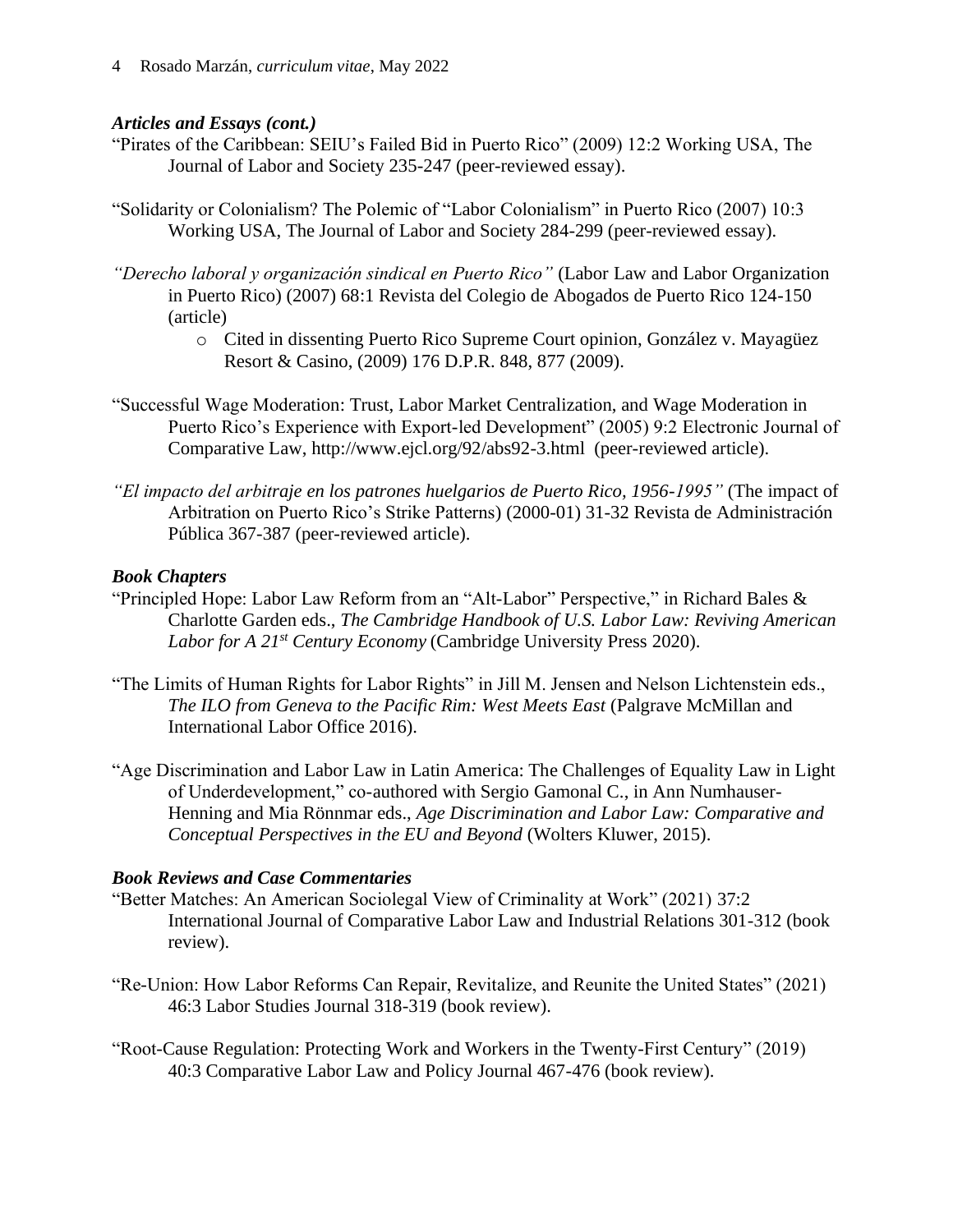### *Articles and Essays (cont.)*

"Pirates of the Caribbean: SEIU's Failed Bid in Puerto Rico" (2009) 12:2 Working USA, The Journal of Labor and Society 235-247 (peer-reviewed essay).

"Solidarity or Colonialism? The Polemic of "Labor Colonialism" in Puerto Rico (2007) 10:3 Working USA, The Journal of Labor and Society 284-299 (peer-reviewed essay).

*"Derecho laboral y organización sindical en Puerto Rico"* (Labor Law and Labor Organization in Puerto Rico) (2007) 68:1 Revista del Colegio de Abogados de Puerto Rico 124-150 (article)

- Cited in dissenting Puerto Rico Supreme Court opinion, González v. Mayagüez Resort & Casino, (2009) 176 D.P.R. 848, 877 (2009).

"Successful Wage Moderation: Trust, Labor Market Centralization, and Wage Moderation in Puerto Rico's Experience with Export-led Development" (2005) 9:2 Electronic Journal of Comparative Law, http://www.ejcl.org/92/abs92-3.html (peer-reviewed article).

*"El impacto del arbitraje en los patrones huelgarios de Puerto Rico, 1956-1995"* (The impact of Arbitration on Puerto Rico's Strike Patterns) (2000-01) 31-32 Revista de Administración Pública 367-387 (peer-reviewed article).

### *Book Chapters*

"Principled Hope: Labor Law Reform from an "Alt-Labor" Perspective," in Richard Bales & Charlotte Garden eds., *The Cambridge Handbook of U.S. Labor Law: Reviving American Labor for A 21st Century Economy* (Cambridge University Press 2020).

"The Limits of Human Rights for Labor Rights" in Jill M. Jensen and Nelson Lichtenstein eds., *The ILO from Geneva to the Pacific Rim: West Meets East* (Palgrave McMillan and International Labor Office 2016).

"Age Discrimination and Labor Law in Latin America: The Challenges of Equality Law in Light of Underdevelopment," co-authored with Sergio Gamonal C., in Ann Numhauser-Henning and Mia Rönnmar eds., *Age Discrimination and Labor Law: Comparative and Conceptual Perspectives in the EU and Beyond* (Wolters Kluwer, 2015).

### *Book Reviews and Case Commentaries*

"Better Matches: An American Sociolegal View of Criminality at Work" (2021) 37:2 International Journal of Comparative Labor Law and Industrial Relations 301-312 (book review).

"Re-Union: How Labor Reforms Can Repair, Revitalize, and Reunite the United States" (2021) 46:3 Labor Studies Journal 318-319 (book review).

"Root-Cause Regulation: Protecting Work and Workers in the Twenty-First Century" (2019) 40:3 Comparative Labor Law and Policy Journal 467-476 (book review).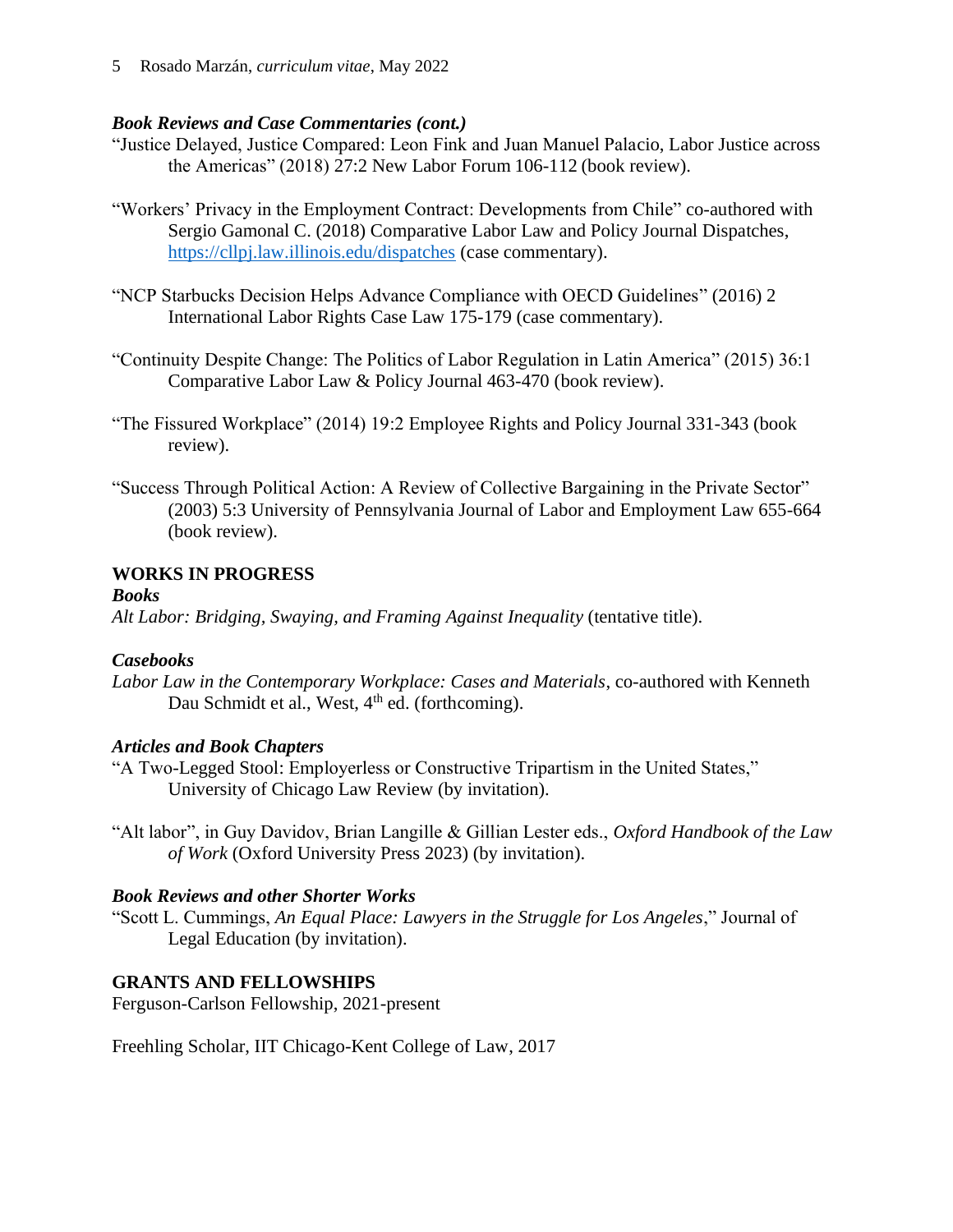### *Book Reviews and Case Commentaries (cont.)*

"Justice Delayed, Justice Compared: Leon Fink and Juan Manuel Palacio, Labor Justice across the Americas" (2018) 27:2 New Labor Forum 106-112 (book review).

"Workers' Privacy in the Employment Contract: Developments from Chile" co-authored with Sergio Gamonal C. (2018) Comparative Labor Law and Policy Journal Dispatches, https://cllpj.law.illinois.edu/dispatches (case commentary).

"NCP Starbucks Decision Helps Advance Compliance with OECD Guidelines" (2016) 2 International Labor Rights Case Law 175-179 (case commentary).

"Continuity Despite Change: The Politics of Labor Regulation in Latin America" (2015) 36:1 Comparative Labor Law & Policy Journal 463-470 (book review).

"The Fissured Workplace" (2014) 19:2 Employee Rights and Policy Journal 331-343 (book review).

"Success Through Political Action: A Review of Collective Bargaining in the Private Sector" (2003) 5:3 University of Pennsylvania Journal of Labor and Employment Law 655-664 (book review).

## WORKS IN PROGRESS

### *Books*

*Alt Labor: Bridging, Swaying, and Framing Against Inequality* (tentative title).

### *Casebooks*

*Labor Law in the Contemporary Workplace: Cases and Materials*, co-authored with Kenneth Dau Schmidt et al., West, 4th ed. (forthcoming).

### *Articles and Book Chapters*

"A Two-Legged Stool: Employerless or Constructive Tripartism in the United States," University of Chicago Law Review (by invitation).

"Alt labor", in Guy Davidov, Brian Langille & Gillian Lester eds., *Oxford Handbook of the Law of Work* (Oxford University Press 2023) (by invitation).

### *Book Reviews and other Shorter Works*

"Scott L. Cummings, *An Equal Place: Lawyers in the Struggle for Los Angeles*," Journal of Legal Education (by invitation).

## GRANTS AND FELLOWSHIPS

Ferguson-Carlson Fellowship, 2021-present

Freehling Scholar, IIT Chicago-Kent College of Law, 2017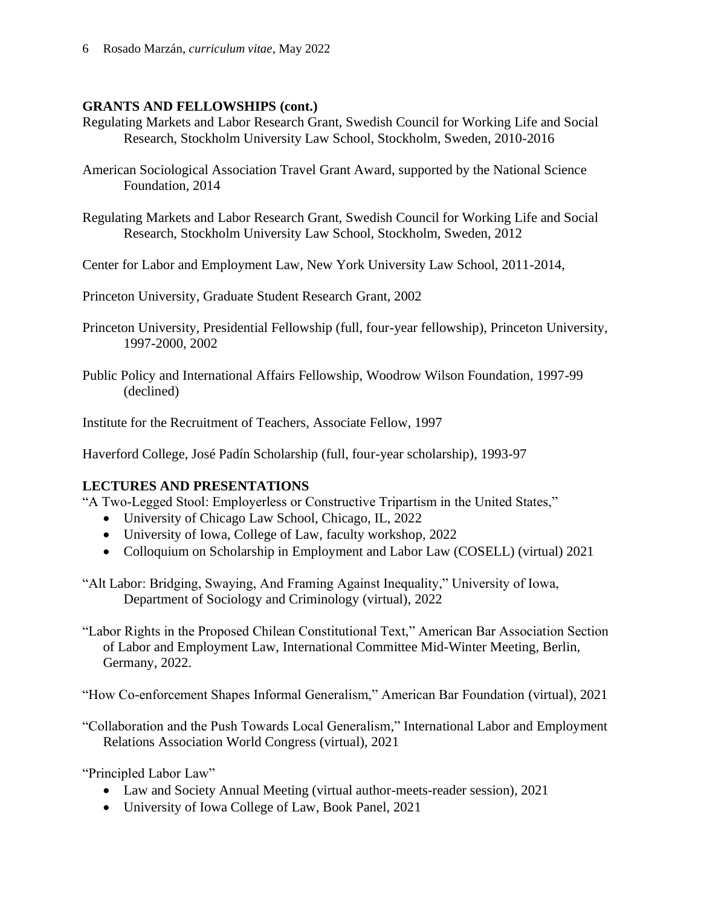## GRANTS AND FELLOWSHIPS (cont.)

Regulating Markets and Labor Research Grant, Swedish Council for Working Life and Social Research, Stockholm University Law School, Stockholm, Sweden, 2010-2016

American Sociological Association Travel Grant Award, supported by the National Science Foundation, 2014

Regulating Markets and Labor Research Grant, Swedish Council for Working Life and Social Research, Stockholm University Law School, Stockholm, Sweden, 2012

Center for Labor and Employment Law, New York University Law School, 2011-2014,

Princeton University, Graduate Student Research Grant, 2002

Princeton University, Presidential Fellowship (full, four-year fellowship), Princeton University, 1997-2000, 2002

Public Policy and International Affairs Fellowship, Woodrow Wilson Foundation, 1997-99 (declined)

Institute for the Recruitment of Teachers, Associate Fellow, 1997

Haverford College, José Padín Scholarship (full, four-year scholarship), 1993-97

## LECTURES AND PRESENTATIONS

"A Two-Legged Stool: Employerless or Constructive Tripartism in the United States,"

- University of Chicago Law School, Chicago, IL, 2022
- University of Iowa, College of Law, faculty workshop, 2022
- Colloquium on Scholarship in Employment and Labor Law (COSELL) (virtual) 2021

"Alt Labor: Bridging, Swaying, And Framing Against Inequality," University of Iowa, Department of Sociology and Criminology (virtual), 2022

"Labor Rights in the Proposed Chilean Constitutional Text," American Bar Association Section of Labor and Employment Law, International Committee Mid-Winter Meeting, Berlin, Germany, 2022.

"How Co-enforcement Shapes Informal Generalism," American Bar Foundation (virtual), 2021

"Collaboration and the Push Towards Local Generalism," International Labor and Employment Relations Association World Congress (virtual), 2021

"Principled Labor Law"

- Law and Society Annual Meeting (virtual author-meets-reader session), 2021
- University of Iowa College of Law, Book Panel, 2021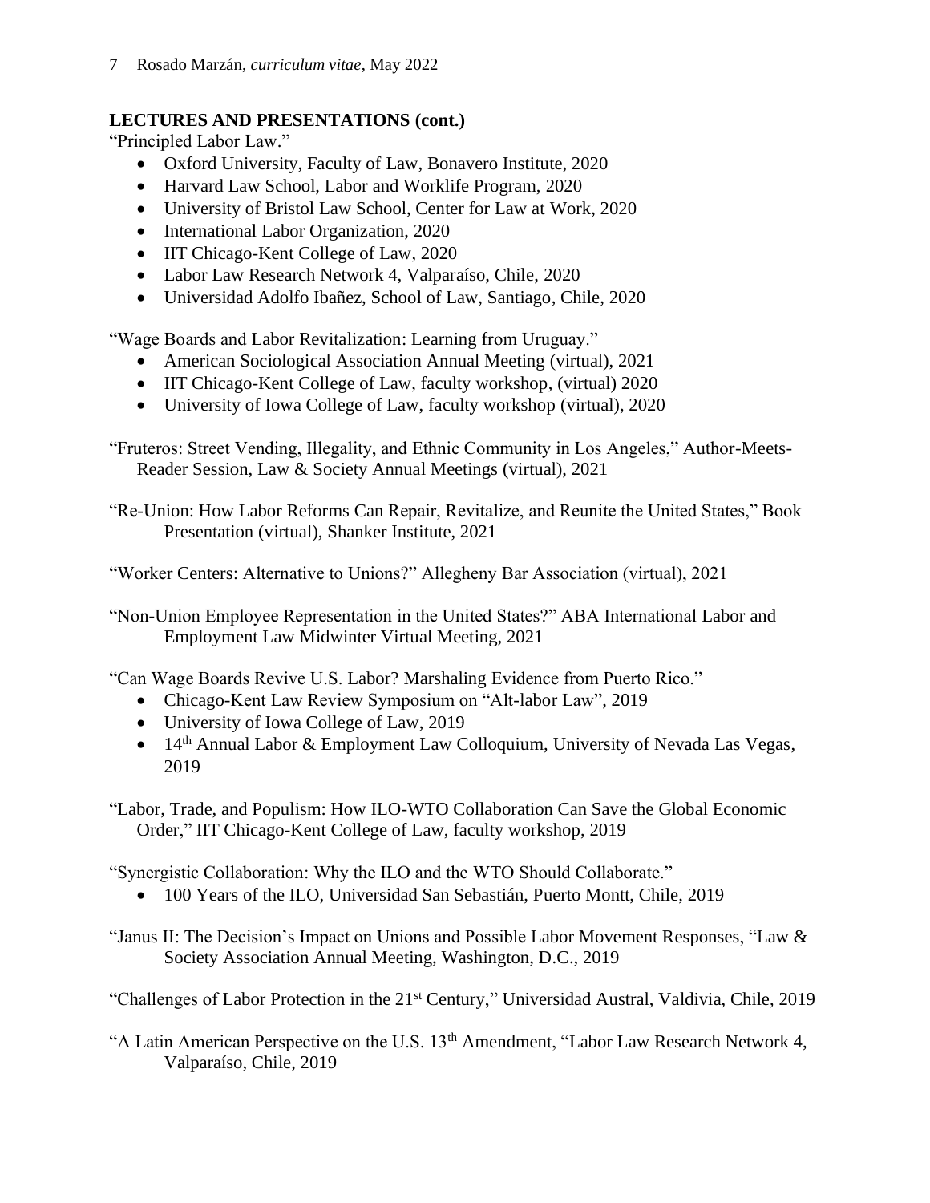**LECTURES AND PRESENTATIONS (cont.)**

"Principled Labor Law."

- Oxford University, Faculty of Law, Bonavero Institute, 2020
- Harvard Law School, Labor and Worklife Program, 2020
- University of Bristol Law School, Center for Law at Work, 2020
- International Labor Organization, 2020
- IIT Chicago-Kent College of Law, 2020
- Labor Law Research Network 4, Valparaíso, Chile, 2020
- Universidad Adolfo Ibañez, School of Law, Santiago, Chile, 2020

"Wage Boards and Labor Revitalization: Learning from Uruguay."

- American Sociological Association Annual Meeting (virtual), 2021
- IIT Chicago-Kent College of Law, faculty workshop, (virtual) 2020
- University of Iowa College of Law, faculty workshop (virtual), 2020

"Fruteros: Street Vending, Illegality, and Ethnic Community in Los Angeles," Author-Meets-Reader Session, Law & Society Annual Meetings (virtual), 2021

"Re-Union: How Labor Reforms Can Repair, Revitalize, and Reunite the United States," Book Presentation (virtual), Shanker Institute, 2021

"Worker Centers: Alternative to Unions?" Allegheny Bar Association (virtual), 2021

"Non-Union Employee Representation in the United States?" ABA International Labor and Employment Law Midwinter Virtual Meeting, 2021

"Can Wage Boards Revive U.S. Labor? Marshaling Evidence from Puerto Rico."

- Chicago-Kent Law Review Symposium on "Alt-labor Law", 2019
- University of Iowa College of Law, 2019
- 14th Annual Labor & Employment Law Colloquium, University of Nevada Las Vegas, 2019

"Labor, Trade, and Populism: How ILO-WTO Collaboration Can Save the Global Economic Order," IIT Chicago-Kent College of Law, faculty workshop, 2019

"Synergistic Collaboration: Why the ILO and the WTO Should Collaborate."

- 100 Years of the ILO, Universidad San Sebastián, Puerto Montt, Chile, 2019

"Janus II: The Decision's Impact on Unions and Possible Labor Movement Responses, "Law & Society Association Annual Meeting, Washington, D.C., 2019

"Challenges of Labor Protection in the 21st Century," Universidad Austral, Valdivia, Chile, 2019

"A Latin American Perspective on the U.S. 13th Amendment, "Labor Law Research Network 4, Valparaíso, Chile, 2019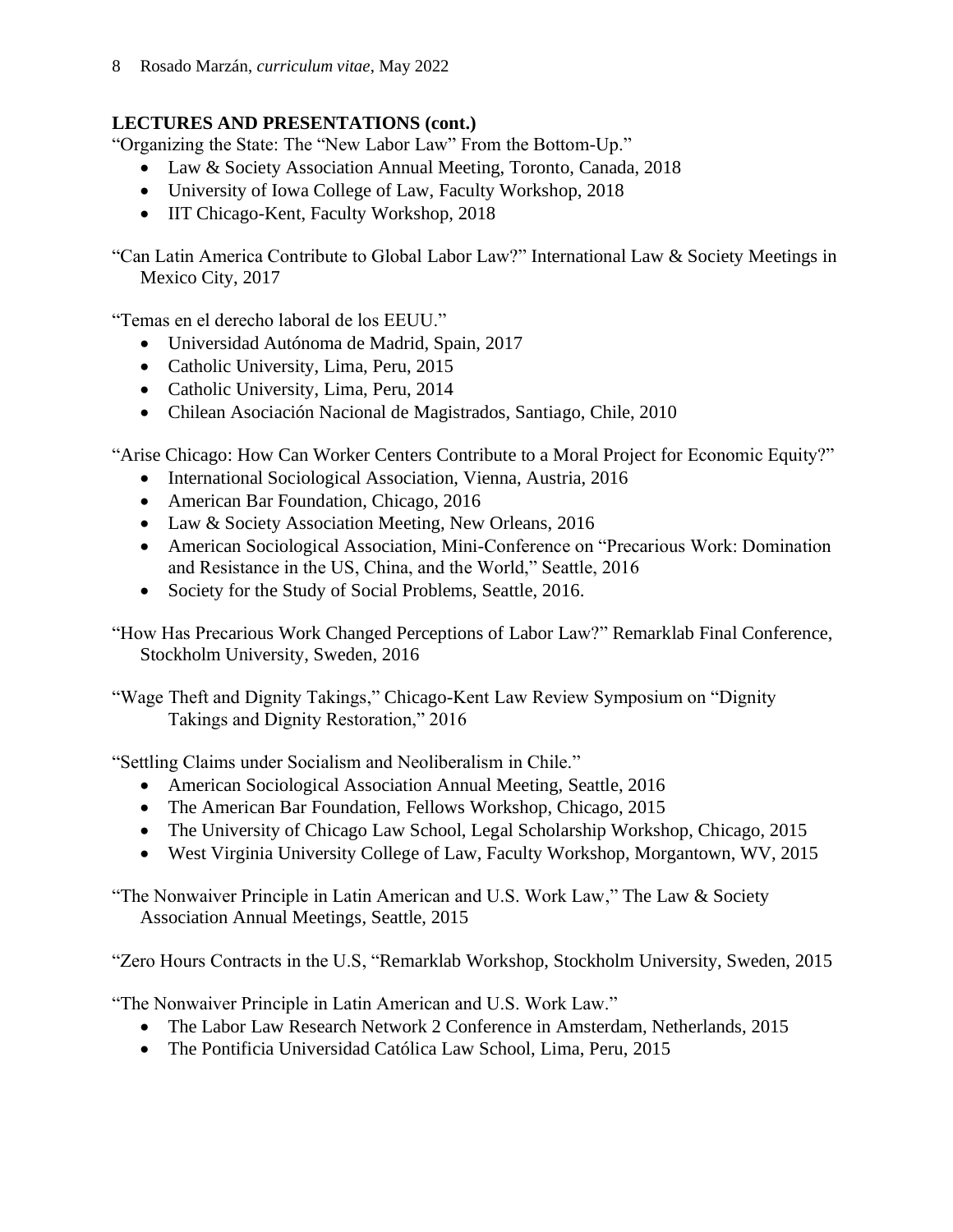**LECTURES AND PRESENTATIONS (cont.)**

"Organizing the State: The "New Labor Law" From the Bottom-Up."

- Law & Society Association Annual Meeting, Toronto, Canada, 2018
- University of Iowa College of Law, Faculty Workshop, 2018
- IIT Chicago-Kent, Faculty Workshop, 2018

"Can Latin America Contribute to Global Labor Law?" International Law & Society Meetings in Mexico City, 2017

"Temas en el derecho laboral de los EEUU."

- Universidad Autónoma de Madrid, Spain, 2017
- Catholic University, Lima, Peru, 2015
- Catholic University, Lima, Peru, 2014
- Chilean Asociación Nacional de Magistrados, Santiago, Chile, 2010

"Arise Chicago: How Can Worker Centers Contribute to a Moral Project for Economic Equity?"

- International Sociological Association, Vienna, Austria, 2016
- American Bar Foundation, Chicago, 2016
- Law & Society Association Meeting, New Orleans, 2016
- American Sociological Association, Mini-Conference on "Precarious Work: Domination and Resistance in the US, China, and the World," Seattle, 2016
- Society for the Study of Social Problems, Seattle, 2016.

"How Has Precarious Work Changed Perceptions of Labor Law?" Remarklab Final Conference, Stockholm University, Sweden, 2016

"Wage Theft and Dignity Takings," Chicago-Kent Law Review Symposium on "Dignity Takings and Dignity Restoration," 2016

"Settling Claims under Socialism and Neoliberalism in Chile."

- American Sociological Association Annual Meeting, Seattle, 2016
- The American Bar Foundation, Fellows Workshop, Chicago, 2015
- The University of Chicago Law School, Legal Scholarship Workshop, Chicago, 2015
- West Virginia University College of Law, Faculty Workshop, Morgantown, WV, 2015

"The Nonwaiver Principle in Latin American and U.S. Work Law," The Law & Society Association Annual Meetings, Seattle, 2015

"Zero Hours Contracts in the U.S, "Remarklab Workshop, Stockholm University, Sweden, 2015

"The Nonwaiver Principle in Latin American and U.S. Work Law."

- The Labor Law Research Network 2 Conference in Amsterdam, Netherlands, 2015
- The Pontificia Universidad Católica Law School, Lima, Peru, 2015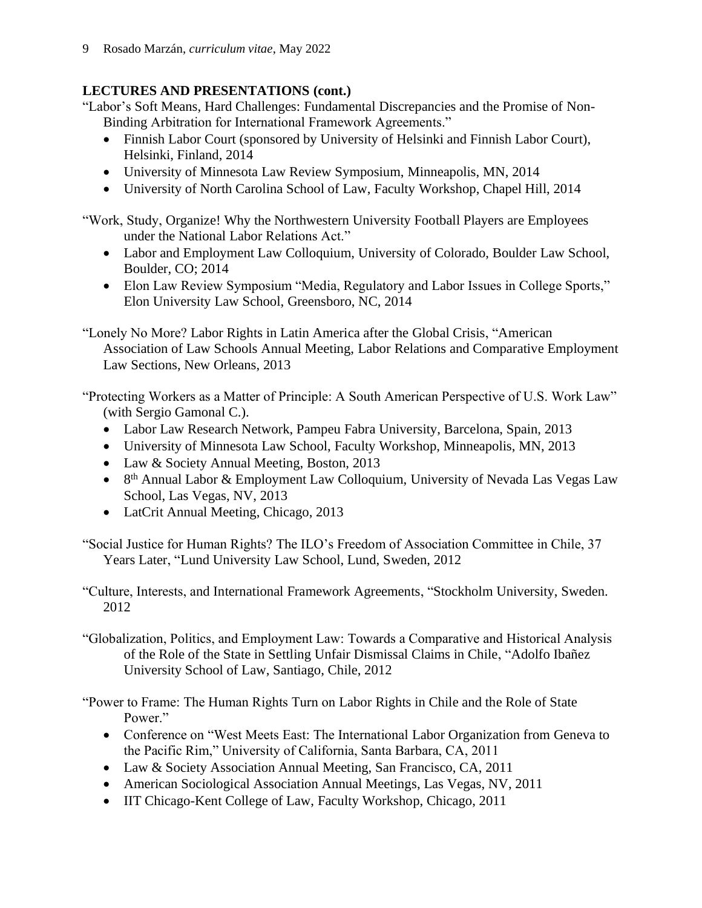**LECTURES AND PRESENTATIONS (cont.)**

"Labor's Soft Means, Hard Challenges: Fundamental Discrepancies and the Promise of Non-Binding Arbitration for International Framework Agreements."

- Finnish Labor Court (sponsored by University of Helsinki and Finnish Labor Court), Helsinki, Finland, 2014
- University of Minnesota Law Review Symposium, Minneapolis, MN, 2014
- University of North Carolina School of Law, Faculty Workshop, Chapel Hill, 2014

"Work, Study, Organize! Why the Northwestern University Football Players are Employees under the National Labor Relations Act."

- Labor and Employment Law Colloquium, University of Colorado, Boulder Law School, Boulder, CO; 2014
- Elon Law Review Symposium "Media, Regulatory and Labor Issues in College Sports," Elon University Law School, Greensboro, NC, 2014

"Lonely No More? Labor Rights in Latin America after the Global Crisis, "American Association of Law Schools Annual Meeting, Labor Relations and Comparative Employment Law Sections, New Orleans, 2013

"Protecting Workers as a Matter of Principle: A South American Perspective of U.S. Work Law" (with Sergio Gamonal C.).

- Labor Law Research Network, Pampeu Fabra University, Barcelona, Spain, 2013
- University of Minnesota Law School, Faculty Workshop, Minneapolis, MN, 2013
- Law & Society Annual Meeting, Boston, 2013
- 8th Annual Labor & Employment Law Colloquium, University of Nevada Las Vegas Law School, Las Vegas, NV, 2013
- LatCrit Annual Meeting, Chicago, 2013

"Social Justice for Human Rights? The ILO's Freedom of Association Committee in Chile, 37 Years Later, "Lund University Law School, Lund, Sweden, 2012

"Culture, Interests, and International Framework Agreements, "Stockholm University, Sweden. 2012

"Globalization, Politics, and Employment Law: Towards a Comparative and Historical Analysis of the Role of the State in Settling Unfair Dismissal Claims in Chile, "Adolfo Ibañez University School of Law, Santiago, Chile, 2012

"Power to Frame: The Human Rights Turn on Labor Rights in Chile and the Role of State Power."

- Conference on "West Meets East: The International Labor Organization from Geneva to the Pacific Rim," University of California, Santa Barbara, CA, 2011
- Law & Society Association Annual Meeting, San Francisco, CA, 2011
- American Sociological Association Annual Meetings, Las Vegas, NV, 2011
- IIT Chicago-Kent College of Law, Faculty Workshop, Chicago, 2011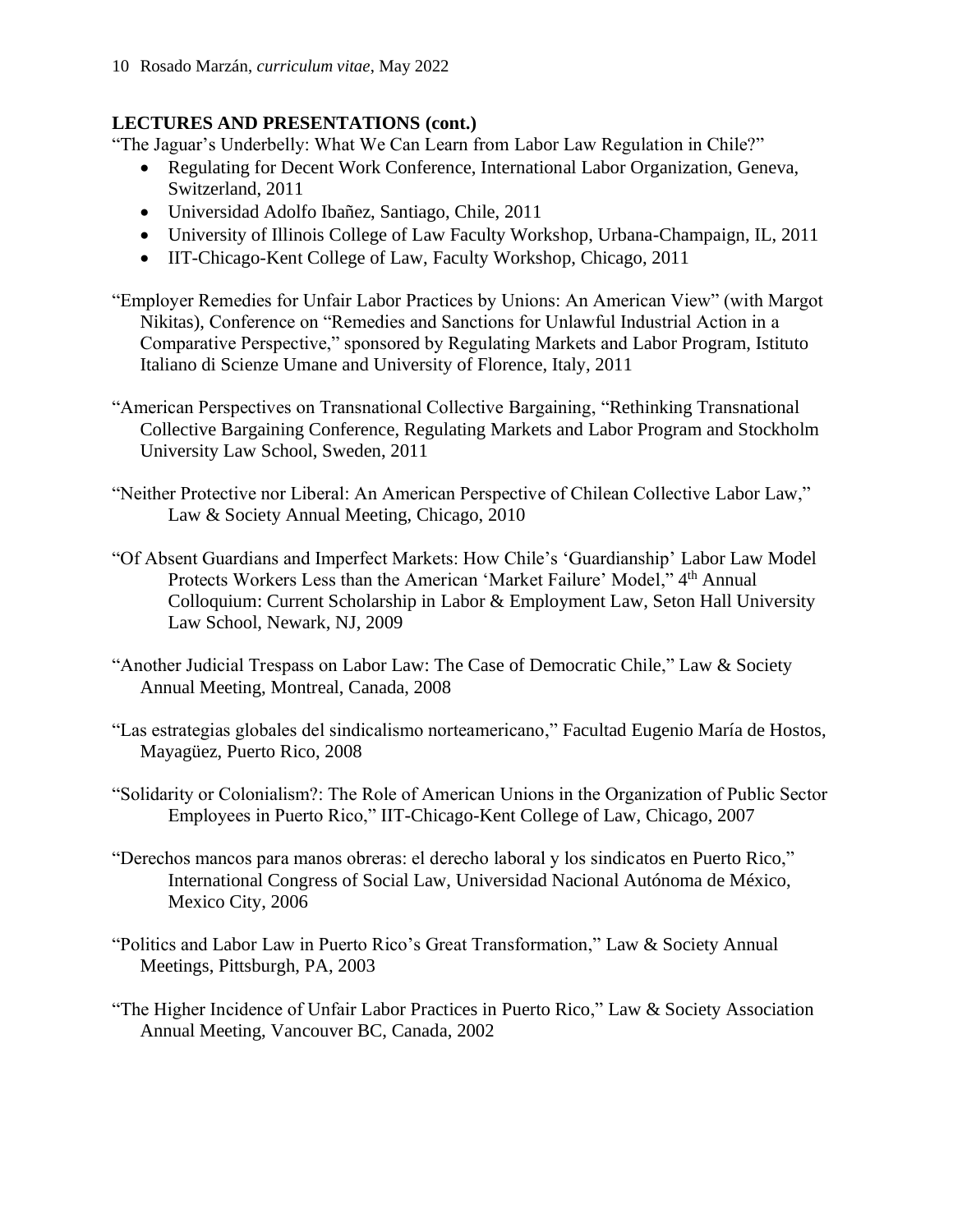**LECTURES AND PRESENTATIONS (cont.)**

"The Jaguar's Underbelly: What We Can Learn from Labor Law Regulation in Chile?"

- Regulating for Decent Work Conference, International Labor Organization, Geneva, Switzerland, 2011
- Universidad Adolfo Ibañez, Santiago, Chile, 2011
- University of Illinois College of Law Faculty Workshop, Urbana-Champaign, IL, 2011
- IIT-Chicago-Kent College of Law, Faculty Workshop, Chicago, 2011

"Employer Remedies for Unfair Labor Practices by Unions: An American View" (with Margot Nikitas), Conference on "Remedies and Sanctions for Unlawful Industrial Action in a Comparative Perspective," sponsored by Regulating Markets and Labor Program, Istituto Italiano di Scienze Umane and University of Florence, Italy, 2011

"American Perspectives on Transnational Collective Bargaining, "Rethinking Transnational Collective Bargaining Conference, Regulating Markets and Labor Program and Stockholm University Law School, Sweden, 2011

"Neither Protective nor Liberal: An American Perspective of Chilean Collective Labor Law," Law & Society Annual Meeting, Chicago, 2010

"Of Absent Guardians and Imperfect Markets: How Chile's 'Guardianship' Labor Law Model Protects Workers Less than the American 'Market Failure' Model," 4th Annual Colloquium: Current Scholarship in Labor & Employment Law, Seton Hall University Law School, Newark, NJ, 2009

"Another Judicial Trespass on Labor Law: The Case of Democratic Chile," Law & Society Annual Meeting, Montreal, Canada, 2008

"Las estrategias globales del sindicalismo norteamericano," Facultad Eugenio María de Hostos, Mayagüez, Puerto Rico, 2008

"Solidarity or Colonialism?: The Role of American Unions in the Organization of Public Sector Employees in Puerto Rico," IIT-Chicago-Kent College of Law, Chicago, 2007

"Derechos mancos para manos obreras: el derecho laboral y los sindicatos en Puerto Rico," International Congress of Social Law, Universidad Nacional Autónoma de México, Mexico City, 2006

"Politics and Labor Law in Puerto Rico's Great Transformation," Law & Society Annual Meetings, Pittsburgh, PA, 2003

"The Higher Incidence of Unfair Labor Practices in Puerto Rico," Law & Society Association Annual Meeting, Vancouver BC, Canada, 2002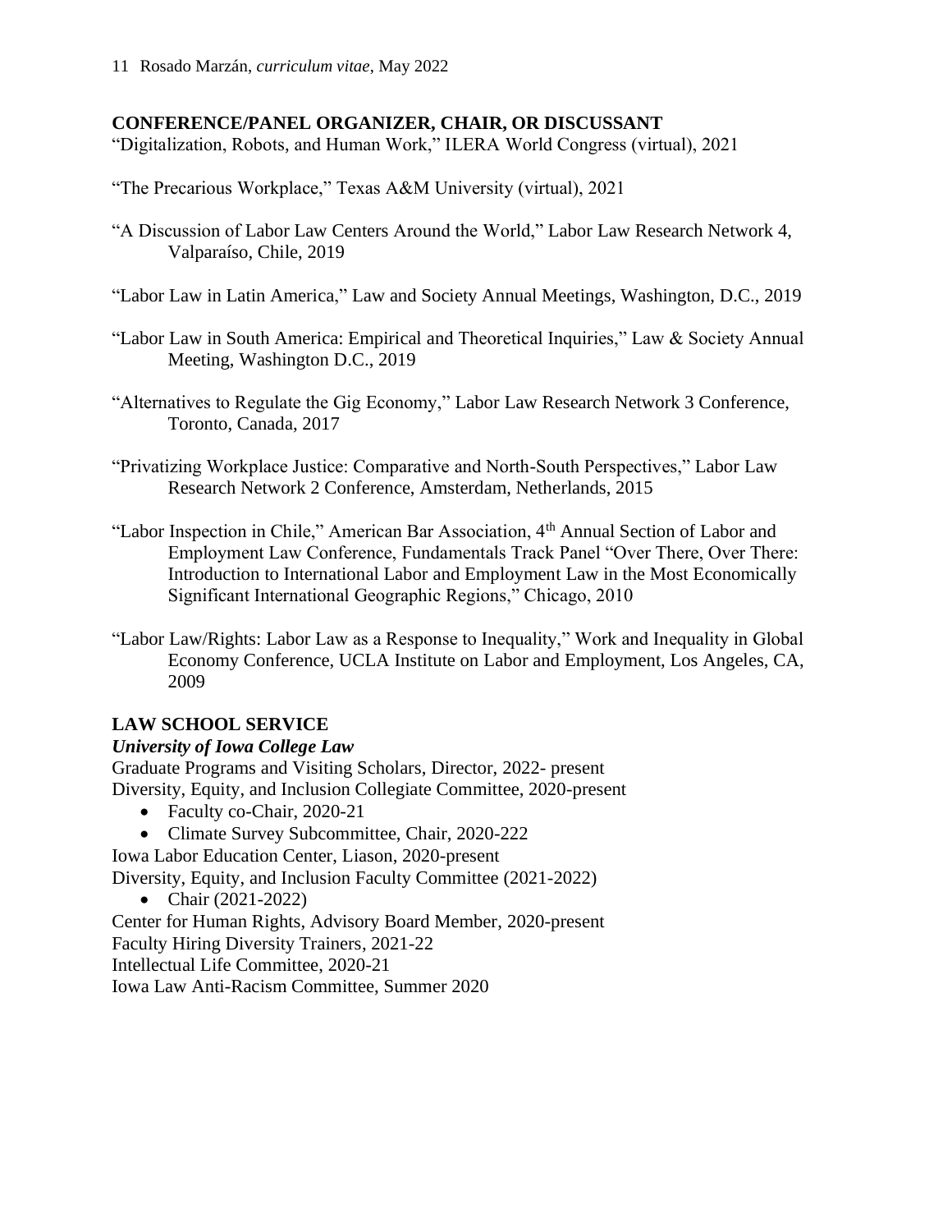## CONFERENCE/PANEL ORGANIZER, CHAIR, OR DISCUSSANT

"Digitalization, Robots, and Human Work," ILERA World Congress (virtual), 2021

"The Precarious Workplace," Texas A&M University (virtual), 2021

"A Discussion of Labor Law Centers Around the World," Labor Law Research Network 4, Valparaíso, Chile, 2019

"Labor Law in Latin America," Law and Society Annual Meetings, Washington, D.C., 2019

"Labor Law in South America: Empirical and Theoretical Inquiries," Law & Society Annual Meeting, Washington D.C., 2019

"Alternatives to Regulate the Gig Economy," Labor Law Research Network 3 Conference, Toronto, Canada, 2017

"Privatizing Workplace Justice: Comparative and North-South Perspectives," Labor Law Research Network 2 Conference, Amsterdam, Netherlands, 2015

"Labor Inspection in Chile," American Bar Association, 4th Annual Section of Labor and Employment Law Conference, Fundamentals Track Panel "Over There, Over There: Introduction to International Labor and Employment Law in the Most Economically Significant International Geographic Regions," Chicago, 2010

"Labor Law/Rights: Labor Law as a Response to Inequality," Work and Inequality in Global Economy Conference, UCLA Institute on Labor and Employment, Los Angeles, CA, 2009

## LAW SCHOOL SERVICE

***University of Iowa College Law***

Graduate Programs and Visiting Scholars, Director, 2022- present
Diversity, Equity, and Inclusion Collegiate Committee, 2020-present

- Faculty co-Chair, 2020-21
- Climate Survey Subcommittee, Chair, 2020-222

Iowa Labor Education Center, Liason, 2020-present
Diversity, Equity, and Inclusion Faculty Committee (2021-2022)

- Chair (2021-2022)

Center for Human Rights, Advisory Board Member, 2020-present
Faculty Hiring Diversity Trainers, 2021-22
Intellectual Life Committee, 2020-21
Iowa Law Anti-Racism Committee, Summer 2020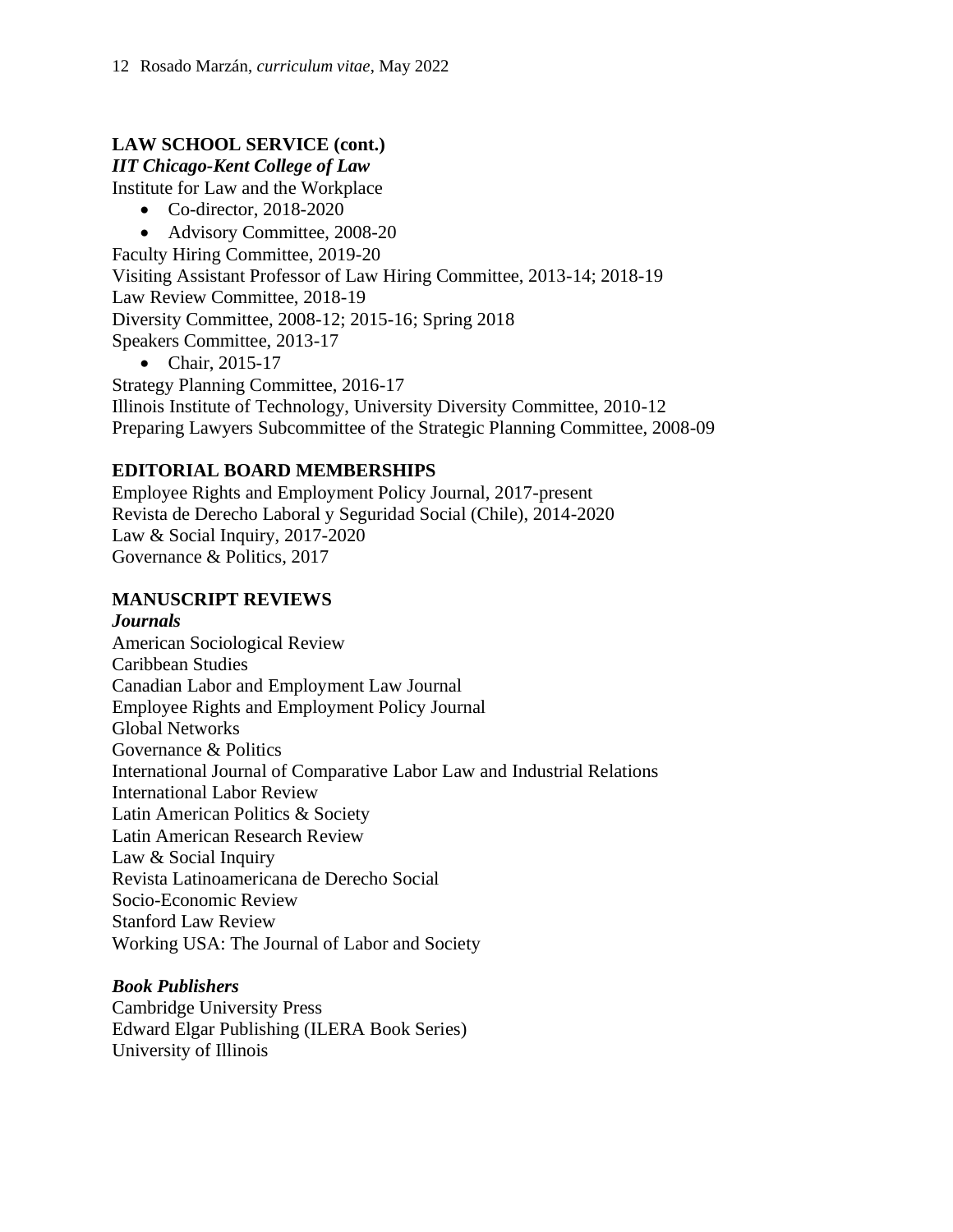## LAW SCHOOL SERVICE (cont.)

***IIT Chicago-Kent College of Law***

Institute for Law and the Workplace

- Co-director, 2018-2020
- Advisory Committee, 2008-20

Faculty Hiring Committee, 2019-20
Visiting Assistant Professor of Law Hiring Committee, 2013-14; 2018-19
Law Review Committee, 2018-19
Diversity Committee, 2008-12; 2015-16; Spring 2018
Speakers Committee, 2013-17

- Chair, 2015-17

Strategy Planning Committee, 2016-17
Illinois Institute of Technology, University Diversity Committee, 2010-12
Preparing Lawyers Subcommittee of the Strategic Planning Committee, 2008-09

## EDITORIAL BOARD MEMBERSHIPS

Employee Rights and Employment Policy Journal, 2017-present
Revista de Derecho Laboral y Seguridad Social (Chile), 2014-2020
Law & Social Inquiry, 2017-2020
Governance & Politics, 2017

## MANUSCRIPT REVIEWS

***Journals***

American Sociological Review
Caribbean Studies
Canadian Labor and Employment Law Journal
Employee Rights and Employment Policy Journal
Global Networks
Governance & Politics
International Journal of Comparative Labor Law and Industrial Relations
International Labor Review
Latin American Politics & Society
Latin American Research Review
Law & Social Inquiry
Revista Latinoamericana de Derecho Social
Socio-Economic Review
Stanford Law Review
Working USA: The Journal of Labor and Society

***Book Publishers***

Cambridge University Press
Edward Elgar Publishing (ILERA Book Series)
University of Illinois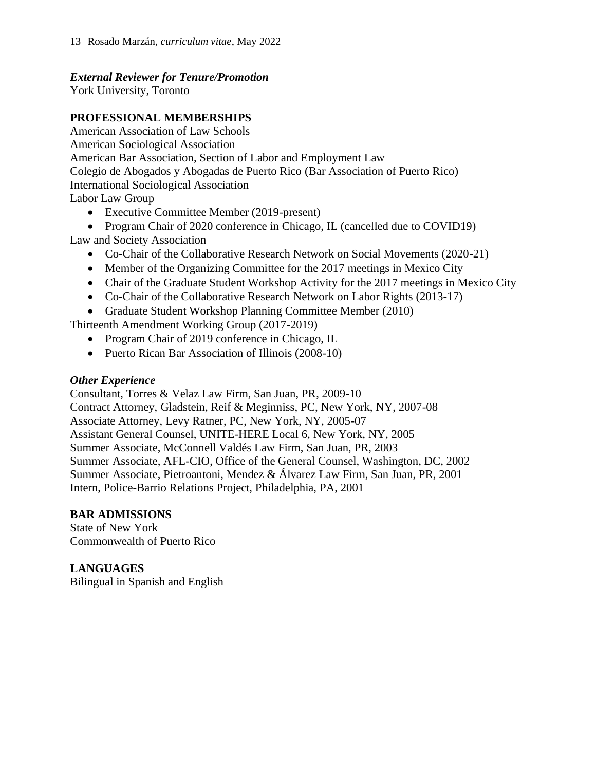***External Reviewer for Tenure/Promotion***

York University, Toronto

**PROFESSIONAL MEMBERSHIPS**

American Association of Law Schools
American Sociological Association
American Bar Association, Section of Labor and Employment Law
Colegio de Abogados y Abogadas de Puerto Rico (Bar Association of Puerto Rico)
International Sociological Association
Labor Law Group

- Executive Committee Member (2019-present)
- Program Chair of 2020 conference in Chicago, IL (cancelled due to COVID19)

Law and Society Association

- Co-Chair of the Collaborative Research Network on Social Movements (2020-21)
- Member of the Organizing Committee for the 2017 meetings in Mexico City
- Chair of the Graduate Student Workshop Activity for the 2017 meetings in Mexico City
- Co-Chair of the Collaborative Research Network on Labor Rights (2013-17)
- Graduate Student Workshop Planning Committee Member (2010)

Thirteenth Amendment Working Group (2017-2019)

- Program Chair of 2019 conference in Chicago, IL
- Puerto Rican Bar Association of Illinois (2008-10)

***Other Experience***

Consultant, Torres & Velaz Law Firm, San Juan, PR, 2009-10
Contract Attorney, Gladstein, Reif & Meginniss, PC, New York, NY, 2007-08
Associate Attorney, Levy Ratner, PC, New York, NY, 2005-07
Assistant General Counsel, UNITE-HERE Local 6, New York, NY, 2005
Summer Associate, McConnell Valdés Law Firm, San Juan, PR, 2003
Summer Associate, AFL-CIO, Office of the General Counsel, Washington, DC, 2002
Summer Associate, Pietroantoni, Mendez & Álvarez Law Firm, San Juan, PR, 2001
Intern, Police-Barrio Relations Project, Philadelphia, PA, 2001

**BAR ADMISSIONS**

State of New York
Commonwealth of Puerto Rico

**LANGUAGES**

Bilingual in Spanish and English